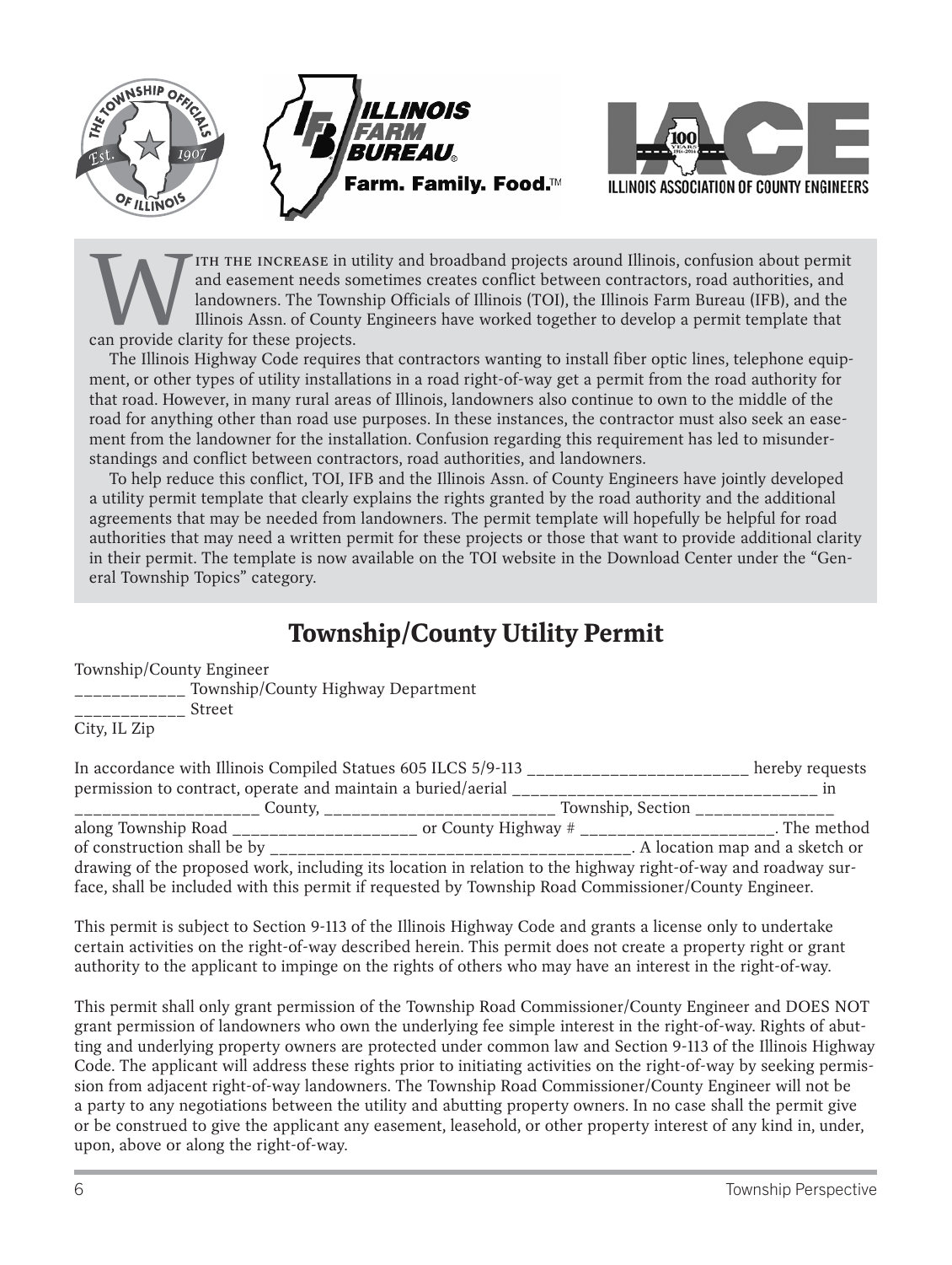With the increase in utility and broadband projects around Illinois, confusion about permit and easement needs sometimes creates conflict between contractors, road authorities, and landowners. The Township Officials of Illinois (TOI), the Illinois Farm Bureau (IFB), and the Illinois Assn. of County Engineers have worked together to develop a permit template that can provide clarity for these projects.

The Illinois Highway Code requires that contractors wanting to install fiber optic lines, telephone equipment, or other types of utility installations in a road right-of-way get a permit from the road authority for that road. However, in many rural areas of Illinois, landowners also continue to own to the middle of the road for anything other than road use purposes. In these instances, the contractor must also seek an easement from the landowner for the installation. Confusion regarding this requirement has led to misunderstandings and conflict between contractors, road authorities, and landowners.

To help reduce this conflict, TOI, IFB and the Illinois Assn. of County Engineers have jointly developed a utility permit template that clearly explains the rights granted by the road authority and the additional agreements that may be needed from landowners. The permit template will hopefully be helpful for road authorities that may need a written permit for these projects or those that want to provide additional clarity in their permit. The template is now available on the TOI website in the Download Center under the "General Township Topics" category.

# Township/County Utility Permit

Township/County Engineer
____________ Township/County Highway Department
____________ Street
City, IL Zip

In accordance with Illinois Compiled Statues 605 ILCS 5/9-113 ________________________ hereby requests permission to contract, operate and maintain a buried/aerial _________________________________ in ____________________ County, ________________________ Township, Section _______________ along Township Road ____________________ or County Highway # ______________________. The method of construction shall be by ______________________________________. A location map and a sketch or drawing of the proposed work, including its location in relation to the highway right-of-way and roadway surface, shall be included with this permit if requested by Township Road Commissioner/County Engineer.

This permit is subject to Section 9-113 of the Illinois Highway Code and grants a license only to undertake certain activities on the right-of-way described herein. This permit does not create a property right or grant authority to the applicant to impinge on the rights of others who may have an interest in the right-of-way.

This permit shall only grant permission of the Township Road Commissioner/County Engineer and DOES NOT grant permission of landowners who own the underlying fee simple interest in the right-of-way. Rights of abutting and underlying property owners are protected under common law and Section 9-113 of the Illinois Highway Code. The applicant will address these rights prior to initiating activities on the right-of-way by seeking permission from adjacent right-of-way landowners. The Township Road Commissioner/County Engineer will not be a party to any negotiations between the utility and abutting property owners. In no case shall the permit give or be construed to give the applicant any easement, leasehold, or other property interest of any kind in, under, upon, above or along the right-of-way.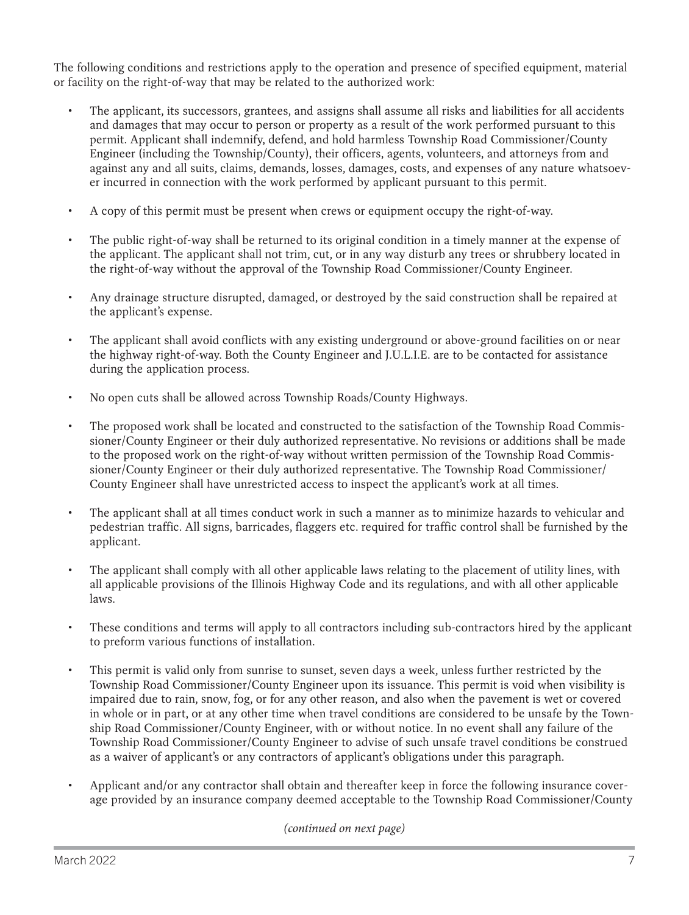The following conditions and restrictions apply to the operation and presence of specified equipment, material or facility on the right-of-way that may be related to the authorized work:

- The applicant, its successors, grantees, and assigns shall assume all risks and liabilities for all accidents and damages that may occur to person or property as a result of the work performed pursuant to this permit. Applicant shall indemnify, defend, and hold harmless Township Road Commissioner/County Engineer (including the Township/County), their officers, agents, volunteers, and attorneys from and against any and all suits, claims, demands, losses, damages, costs, and expenses of any nature whatsoever incurred in connection with the work performed by applicant pursuant to this permit.
- A copy of this permit must be present when crews or equipment occupy the right-of-way.
- The public right-of-way shall be returned to its original condition in a timely manner at the expense of the applicant. The applicant shall not trim, cut, or in any way disturb any trees or shrubbery located in the right-of-way without the approval of the Township Road Commissioner/County Engineer.
- Any drainage structure disrupted, damaged, or destroyed by the said construction shall be repaired at the applicant's expense.
- The applicant shall avoid conflicts with any existing underground or above-ground facilities on or near the highway right-of-way. Both the County Engineer and J.U.L.I.E. are to be contacted for assistance during the application process.
- No open cuts shall be allowed across Township Roads/County Highways.
- The proposed work shall be located and constructed to the satisfaction of the Township Road Commissioner/County Engineer or their duly authorized representative. No revisions or additions shall be made to the proposed work on the right-of-way without written permission of the Township Road Commissioner/County Engineer or their duly authorized representative. The Township Road Commissioner/County Engineer shall have unrestricted access to inspect the applicant's work at all times.
- The applicant shall at all times conduct work in such a manner as to minimize hazards to vehicular and pedestrian traffic. All signs, barricades, flaggers etc. required for traffic control shall be furnished by the applicant.
- The applicant shall comply with all other applicable laws relating to the placement of utility lines, with all applicable provisions of the Illinois Highway Code and its regulations, and with all other applicable laws.
- These conditions and terms will apply to all contractors including sub-contractors hired by the applicant to preform various functions of installation.
- This permit is valid only from sunrise to sunset, seven days a week, unless further restricted by the Township Road Commissioner/County Engineer upon its issuance. This permit is void when visibility is impaired due to rain, snow, fog, or for any other reason, and also when the pavement is wet or covered in whole or in part, or at any other time when travel conditions are considered to be unsafe by the Township Road Commissioner/County Engineer, with or without notice. In no event shall any failure of the Township Road Commissioner/County Engineer to advise of such unsafe travel conditions be construed as a waiver of applicant's or any contractors of applicant's obligations under this paragraph.
- Applicant and/or any contractor shall obtain and thereafter keep in force the following insurance coverage provided by an insurance company deemed acceptable to the Township Road Commissioner/County

*(continued on next page)*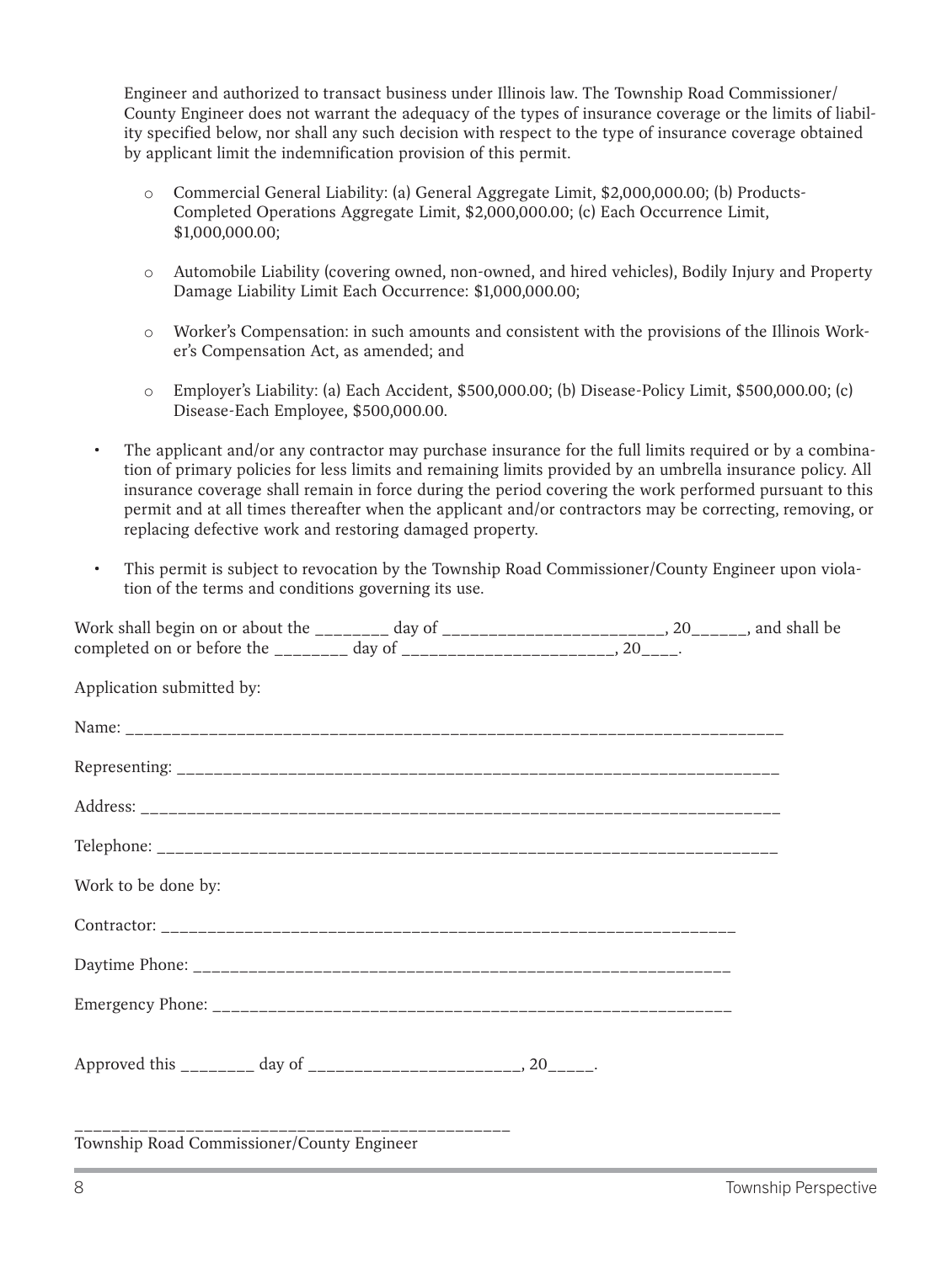Engineer and authorized to transact business under Illinois law. The Township Road Commissioner/County Engineer does not warrant the adequacy of the types of insurance coverage or the limits of liability specified below, nor shall any such decision with respect to the type of insurance coverage obtained by applicant limit the indemnification provision of this permit.

  - Commercial General Liability: (a) General Aggregate Limit, $2,000,000.00; (b) Products-Completed Operations Aggregate Limit, $2,000,000.00; (c) Each Occurrence Limit, $1,000,000.00;

  - Automobile Liability (covering owned, non-owned, and hired vehicles), Bodily Injury and Property Damage Liability Limit Each Occurrence: $1,000,000.00;

  - Worker's Compensation: in such amounts and consistent with the provisions of the Illinois Worker's Compensation Act, as amended; and

  - Employer's Liability: (a) Each Accident, $500,000.00; (b) Disease-Policy Limit, $500,000.00; (c) Disease-Each Employee, $500,000.00.

- The applicant and/or any contractor may purchase insurance for the full limits required or by a combination of primary policies for less limits and remaining limits provided by an umbrella insurance policy. All insurance coverage shall remain in force during the period covering the work performed pursuant to this permit and at all times thereafter when the applicant and/or contractors may be correcting, removing, or replacing defective work and restoring damaged property.

- This permit is subject to revocation by the Township Road Commissioner/County Engineer upon violation of the terms and conditions governing its use.

Work shall begin on or about the ________ day of ________________________, 20______, and shall be completed on or before the ________ day of _______________________, 20____.

Application submitted by:

Name: ________________________________________________________________________

Representing: __________________________________________________________________

Address: ______________________________________________________________________

Telephone: _____________________________________________________________________

Work to be done by:

Contractor: _____________________________________________________________

Daytime Phone: __________________________________________________________

Emergency Phone: ________________________________________________________

Approved this ________ day of _______________________, 20_____.

_______________________________________________

Township Road Commissioner/County Engineer